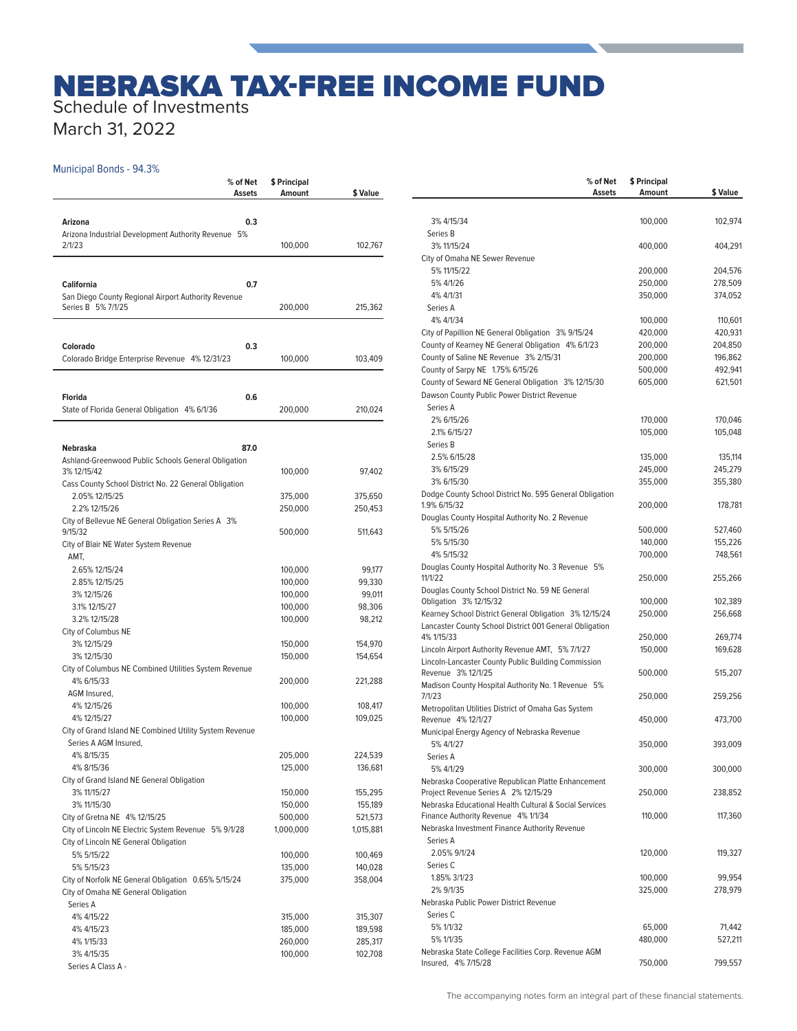# NEBRASKA TAX-FREE INCOME FUND

Schedule of Investments

March 31, 2022

## Municipal Bonds - 94.3%

| | % of Net Assets | $ Principal Amount | $ Value |
|---|---|---|---|
| **Arizona** | **0.3** | | |
| Arizona Industrial Development Authority Revenue 5% 2/1/23 | | 100,000 | 102,767 |
| **California** | **0.7** | | |
| San Diego County Regional Airport Authority Revenue Series B 5% 7/1/25 | | 200,000 | 215,362 |
| **Colorado** | **0.3** | | |
| Colorado Bridge Enterprise Revenue 4% 12/31/23 | | 100,000 | 103,409 |
| **Florida** | **0.6** | | |
| State of Florida General Obligation 4% 6/1/36 | | 200,000 | 210,024 |
| **Nebraska** | **87.0** | | |
| Ashland-Greenwood Public Schools General Obligation 3% 12/15/42 | | 100,000 | 97,402 |
| Cass County School District No. 22 General Obligation | | | |
| 2.05% 12/15/25 | | 375,000 | 375,650 |
| 2.2% 12/15/26 | | 250,000 | 250,453 |
| City of Bellevue NE General Obligation Series A 3% 9/15/32 | | 500,000 | 511,643 |
| City of Blair NE Water System Revenue | | | |
| AMT, | | | |
| 2.65% 12/15/24 | | 100,000 | 99,177 |
| 2.85% 12/15/25 | | 100,000 | 99,330 |
| 3% 12/15/26 | | 100,000 | 99,011 |
| 3.1% 12/15/27 | | 100,000 | 98,306 |
| 3.2% 12/15/28 | | 100,000 | 98,212 |
| City of Columbus NE | | | |
| 3% 12/15/29 | | 150,000 | 154,970 |
| 3% 12/15/30 | | 150,000 | 154,654 |
| City of Columbus NE Combined Utilities System Revenue | | | |
| 4% 6/15/33 | | 200,000 | 221,288 |
| AGM Insured, | | | |
| 4% 12/15/26 | | 100,000 | 108,417 |
| 4% 12/15/27 | | 100,000 | 109,025 |
| City of Grand Island NE Combined Utility System Revenue | | | |
| Series A AGM Insured, | | | |
| 4% 8/15/35 | | 205,000 | 224,539 |
| 4% 8/15/36 | | 125,000 | 136,681 |
| City of Grand Island NE General Obligation | | | |
| 3% 11/15/27 | | 150,000 | 155,295 |
| 3% 11/15/30 | | 150,000 | 155,189 |
| City of Gretna NE 4% 12/15/25 | | 500,000 | 521,573 |
| City of Lincoln NE Electric System Revenue 5% 9/1/28 | | 1,000,000 | 1,015,881 |
| City of Lincoln NE General Obligation | | | |
| 5% 5/15/22 | | 100,000 | 100,469 |
| 5% 5/15/23 | | 135,000 | 140,028 |
| City of Norfolk NE General Obligation 0.65% 5/15/24 | | 375,000 | 358,004 |
| City of Omaha NE General Obligation | | | |
| Series A | | | |
| 4% 4/15/22 | | 315,000 | 315,307 |
| 4% 4/15/23 | | 185,000 | 189,598 |
| 4% 1/15/33 | | 260,000 | 285,317 |
| 3% 4/15/35 | | 100,000 | 102,708 |
| Series A Class A - | | | |
| 3% 4/15/34 | | 100,000 | 102,974 |
| Series B | | | |
| 3% 11/15/24 | | 400,000 | 404,291 |
| City of Omaha NE Sewer Revenue | | | |
| 5% 11/15/22 | | 200,000 | 204,576 |
| 5% 4/1/26 | | 250,000 | 278,509 |
| 4% 4/1/31 | | 350,000 | 374,052 |
| Series A | | | |
| 4% 4/1/34 | | 100,000 | 110,601 |
| City of Papillion NE General Obligation 3% 9/15/24 | | 420,000 | 420,931 |
| County of Kearney NE General Obligation 4% 6/1/23 | | 200,000 | 204,850 |
| County of Saline NE Revenue 3% 2/15/31 | | 200,000 | 196,862 |
| County of Sarpy NE 1.75% 6/15/26 | | 500,000 | 492,941 |
| County of Seward NE General Obligation 3% 12/15/30 | | 605,000 | 621,501 |
| Dawson County Public Power District Revenue | | | |
| Series A | | | |
| 2% 6/15/26 | | 170,000 | 170,046 |
| 2.1% 6/15/27 | | 105,000 | 105,048 |
| Series B | | | |
| 2.5% 6/15/28 | | 135,000 | 135,114 |
| 3% 6/15/29 | | 245,000 | 245,279 |
| 3% 6/15/30 | | 355,000 | 355,380 |
| Dodge County School District No. 595 General Obligation 1.9% 6/15/32 | | 200,000 | 178,781 |
| Douglas County Hospital Authority No. 2 Revenue | | | |
| 5% 5/15/26 | | 500,000 | 527,460 |
| 5% 5/15/30 | | 140,000 | 155,226 |
| 4% 5/15/32 | | 700,000 | 748,561 |
| Douglas County Hospital Authority No. 3 Revenue 5% 11/1/22 | | 250,000 | 255,266 |
| Douglas County School District No. 59 NE General Obligation 3% 12/15/32 | | 100,000 | 102,389 |
| Kearney School District General Obligation 3% 12/15/24 | | 250,000 | 256,668 |
| Lancaster County School District 001 General Obligation 4% 1/15/33 | | 250,000 | 269,774 |
| Lincoln Airport Authority Revenue AMT, 5% 7/1/27 | | 150,000 | 169,628 |
| Lincoln-Lancaster County Public Building Commission Revenue 3% 12/1/25 | | 500,000 | 515,207 |
| Madison County Hospital Authority No. 1 Revenue 5% 7/1/23 | | 250,000 | 259,256 |
| Metropolitan Utilities District of Omaha Gas System Revenue 4% 12/1/27 | | 450,000 | 473,700 |
| Municipal Energy Agency of Nebraska Revenue | | | |
| 5% 4/1/27 | | 350,000 | 393,009 |
| Series A | | | |
| 5% 4/1/29 | | 300,000 | 300,000 |
| Nebraska Cooperative Republican Platte Enhancement Project Revenue Series A 2% 12/15/29 | | 250,000 | 238,852 |
| Nebraska Educational Health Cultural & Social Services Finance Authority Revenue 4% 1/1/34 | | 110,000 | 117,360 |
| Nebraska Investment Finance Authority Revenue | | | |
| Series A | | | |
| 2.05% 9/1/24 | | 120,000 | 119,327 |
| Series C | | | |
| 1.85% 3/1/23 | | 100,000 | 99,954 |
| 2% 9/1/35 | | 325,000 | 278,979 |
| Nebraska Public Power District Revenue | | | |
| Series C | | | |
| 5% 1/1/32 | | 65,000 | 71,442 |
| 5% 1/1/35 | | 480,000 | 527,211 |
| Nebraska State College Facilities Corp. Revenue AGM Insured, 4% 7/15/28 | | 750,000 | 799,557 |

The accompanying notes form an integral part of these financial statements.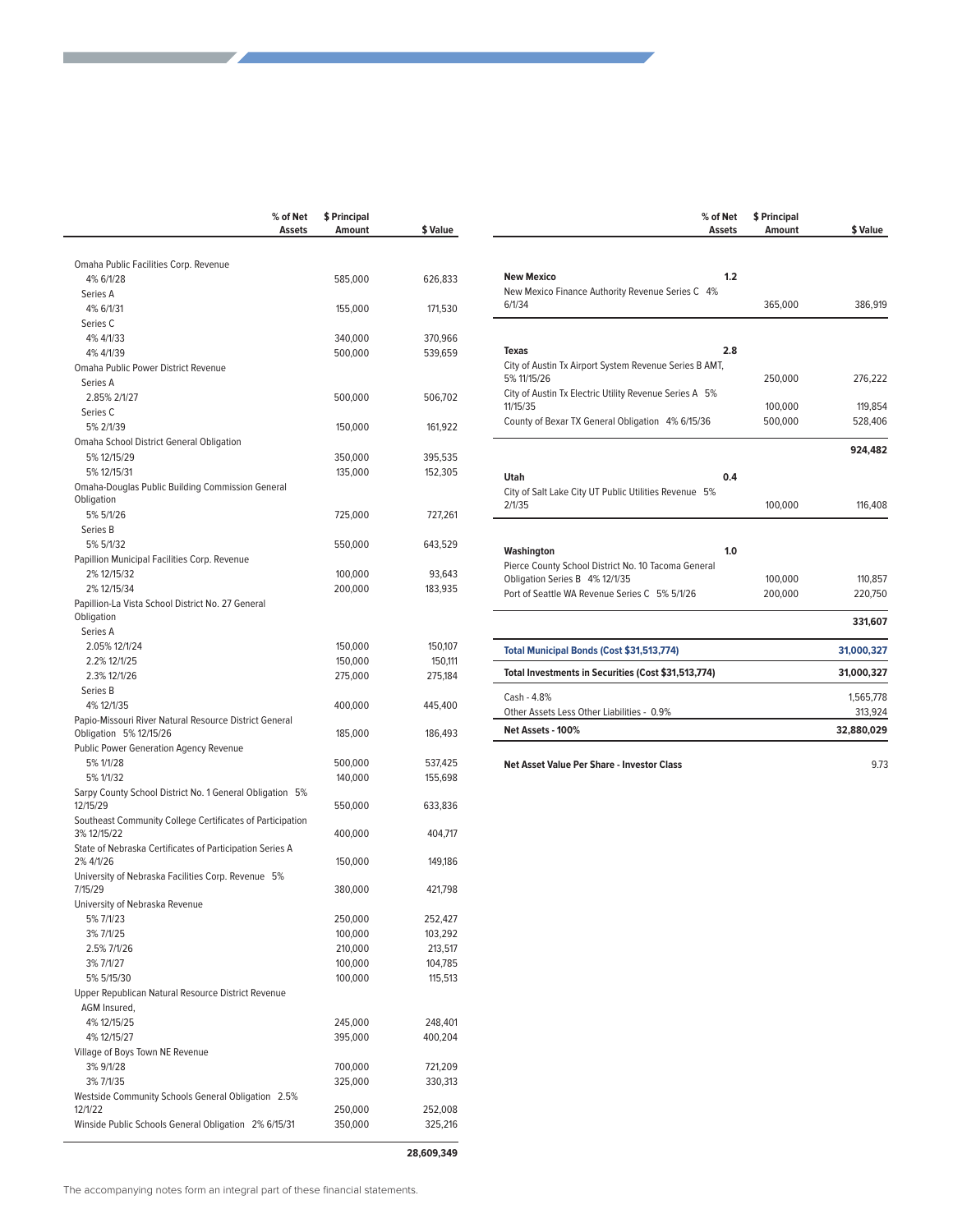| | % of Net Assets | $ Principal Amount | $ Value |
|---|---|---|---|
| Omaha Public Facilities Corp. Revenue | | | |
| 4% 6/1/28 | | 585,000 | 626,833 |
| Series A | | | |
| 4% 6/1/31 | | 155,000 | 171,530 |
| Series C | | | |
| 4% 4/1/33 | | 340,000 | 370,966 |
| 4% 4/1/39 | | 500,000 | 539,659 |
| Omaha Public Power District Revenue | | | |
| Series A | | | |
| 2.85% 2/1/27 | | 500,000 | 506,702 |
| Series C | | | |
| 5% 2/1/39 | | 150,000 | 161,922 |
| Omaha School District General Obligation | | | |
| 5% 12/15/29 | | 350,000 | 395,535 |
| 5% 12/15/31 | | 135,000 | 152,305 |
| Omaha-Douglas Public Building Commission General Obligation | | | |
| 5% 5/1/26 | | 725,000 | 727,261 |
| Series B | | | |
| 5% 5/1/32 | | 550,000 | 643,529 |
| Papillion Municipal Facilities Corp. Revenue | | | |
| 2% 12/15/32 | | 100,000 | 93,643 |
| 2% 12/15/34 | | 200,000 | 183,935 |
| Papillion-La Vista School District No. 27 General Obligation | | | |
| Series A | | | |
| 2.05% 12/1/24 | | 150,000 | 150,107 |
| 2.2% 12/1/25 | | 150,000 | 150,111 |
| 2.3% 12/1/26 | | 275,000 | 275,184 |
| Series B | | | |
| 4% 12/1/35 | | 400,000 | 445,400 |
| Papio-Missouri River Natural Resource District General Obligation 5% 12/15/26 | | 185,000 | 186,493 |
| Public Power Generation Agency Revenue | | | |
| 5% 1/1/28 | | 500,000 | 537,425 |
| 5% 1/1/32 | | 140,000 | 155,698 |
| Sarpy County School District No. 1 General Obligation 5% 12/15/29 | | 550,000 | 633,836 |
| Southeast Community College Certificates of Participation 3% 12/15/22 | | 400,000 | 404,717 |
| State of Nebraska Certificates of Participation Series A 2% 4/1/26 | | 150,000 | 149,186 |
| University of Nebraska Facilities Corp. Revenue 5% 7/15/29 | | 380,000 | 421,798 |
| University of Nebraska Revenue | | | |
| 5% 7/1/23 | | 250,000 | 252,427 |
| 3% 7/1/25 | | 100,000 | 103,292 |
| 2.5% 7/1/26 | | 210,000 | 213,517 |
| 3% 7/1/27 | | 100,000 | 104,785 |
| 5% 5/15/30 | | 100,000 | 115,513 |
| Upper Republican Natural Resource District Revenue | | | |
| AGM Insured, | | | |
| 4% 12/15/25 | | 245,000 | 248,401 |
| 4% 12/15/27 | | 395,000 | 400,204 |
| Village of Boys Town NE Revenue | | | |
| 3% 9/1/28 | | 700,000 | 721,209 |
| 3% 7/1/35 | | 325,000 | 330,313 |
| Westside Community Schools General Obligation 2.5% 12/1/22 | | 250,000 | 252,008 |
| Winside Public Schools General Obligation 2% 6/15/31 | | 350,000 | 325,216 |
| | | | **28,609,349** |
| **New Mexico** | **1.2** | | |
| New Mexico Finance Authority Revenue Series C 4% 6/1/34 | | 365,000 | 386,919 |
| **Texas** | **2.8** | | |
| City of Austin Tx Airport System Revenue Series B AMT, 5% 11/15/26 | | 250,000 | 276,222 |
| City of Austin Tx Electric Utility Revenue Series A 5% 11/15/35 | | 100,000 | 119,854 |
| County of Bexar TX General Obligation 4% 6/15/36 | | 500,000 | 528,406 |
| | | | **924,482** |
| **Utah** | **0.4** | | |
| City of Salt Lake City UT Public Utilities Revenue 5% 2/1/35 | | 100,000 | 116,408 |
| **Washington** | **1.0** | | |
| Pierce County School District No. 10 Tacoma General Obligation Series B 4% 12/1/35 | | 100,000 | 110,857 |
| Port of Seattle WA Revenue Series C 5% 5/1/26 | | 200,000 | 220,750 |
| | | | **331,607** |
| **Total Municipal Bonds (Cost $31,513,774)** | | | **31,000,327** |
| **Total Investments in Securities (Cost $31,513,774)** | | | **31,000,327** |
| Cash - 4.8% | | | 1,565,778 |
| Other Assets Less Other Liabilities - 0.9% | | | 313,924 |
| **Net Assets - 100%** | | | **32,880,029** |
| **Net Asset Value Per Share - Investor Class** | | | 9.73 |

The accompanying notes form an integral part of these financial statements.